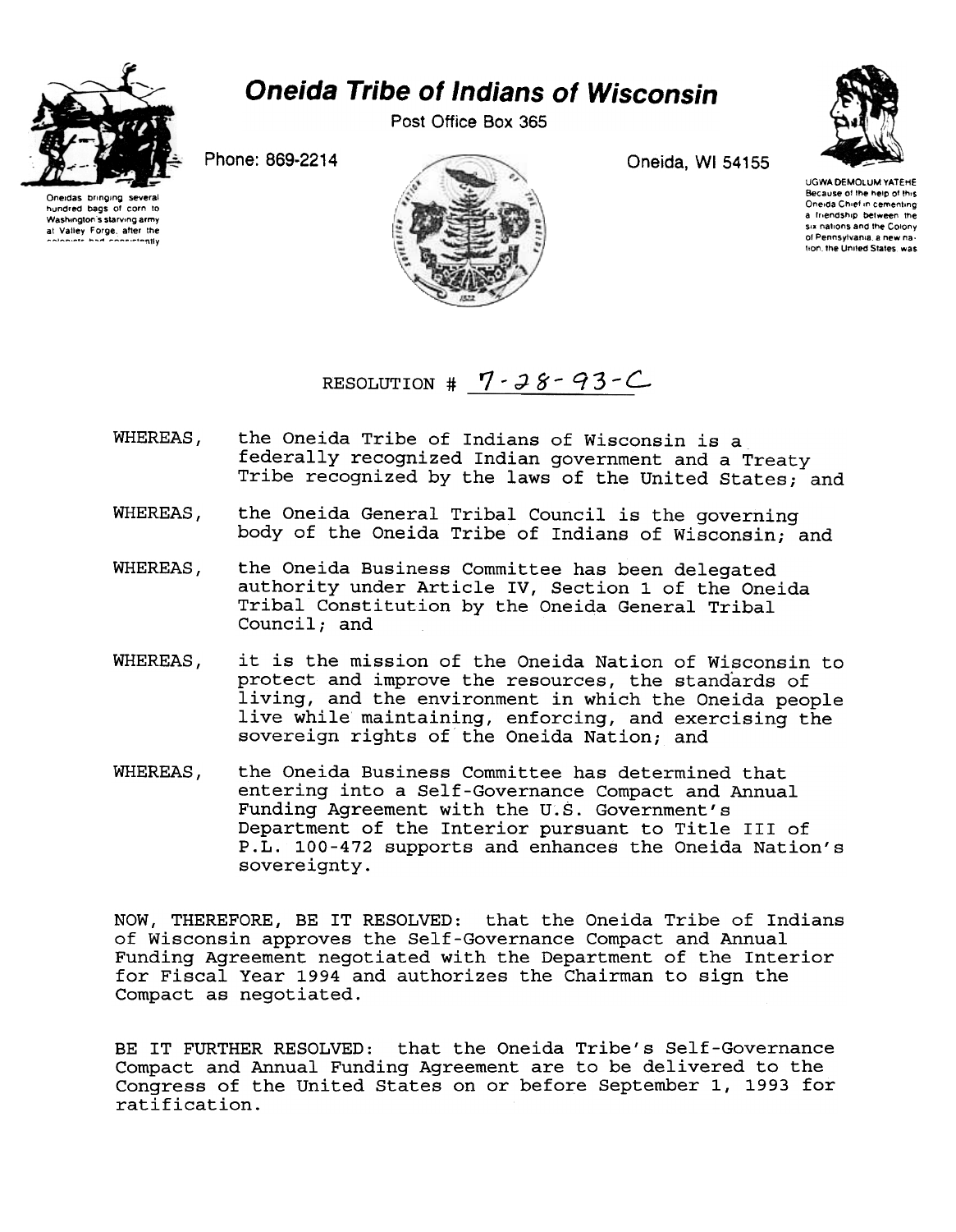# Oneida Tribe of Indians of Wisconsin

Post Office Box 365

Phone: 869-2214

Oneida, WI 54155

Oneidas bringing several hundred bags of corn to Washington's starving army at Valley Forge, after the colonists had consistently

UGWA DEMOLUM YATEHE
Because of the help of this Oneida Chief in cementing a friendship between the six nations and the Colony of Pennsylvania, a new nation, the United States was

RESOLUTION # 7-28-93-C

WHEREAS, the Oneida Tribe of Indians of Wisconsin is a federally recognized Indian government and a Treaty Tribe recognized by the laws of the United States; and

WHEREAS, the Oneida General Tribal Council is the governing body of the Oneida Tribe of Indians of Wisconsin; and

WHEREAS, the Oneida Business Committee has been delegated authority under Article IV, Section 1 of the Oneida Tribal Constitution by the Oneida General Tribal Council; and

WHEREAS, it is the mission of the Oneida Nation of Wisconsin to protect and improve the resources, the standards of living, and the environment in which the Oneida people live while maintaining, enforcing, and exercising the sovereign rights of the Oneida Nation; and

WHEREAS, the Oneida Business Committee has determined that entering into a Self-Governance Compact and Annual Funding Agreement with the U.S. Government's Department of the Interior pursuant to Title III of P.L. 100-472 supports and enhances the Oneida Nation's sovereignty.

NOW, THEREFORE, BE IT RESOLVED: that the Oneida Tribe of Indians of Wisconsin approves the Self-Governance Compact and Annual Funding Agreement negotiated with the Department of the Interior for Fiscal Year 1994 and authorizes the Chairman to sign the Compact as negotiated.

BE IT FURTHER RESOLVED: that the Oneida Tribe's Self-Governance Compact and Annual Funding Agreement are to be delivered to the Congress of the United States on or before September 1, 1993 for ratification.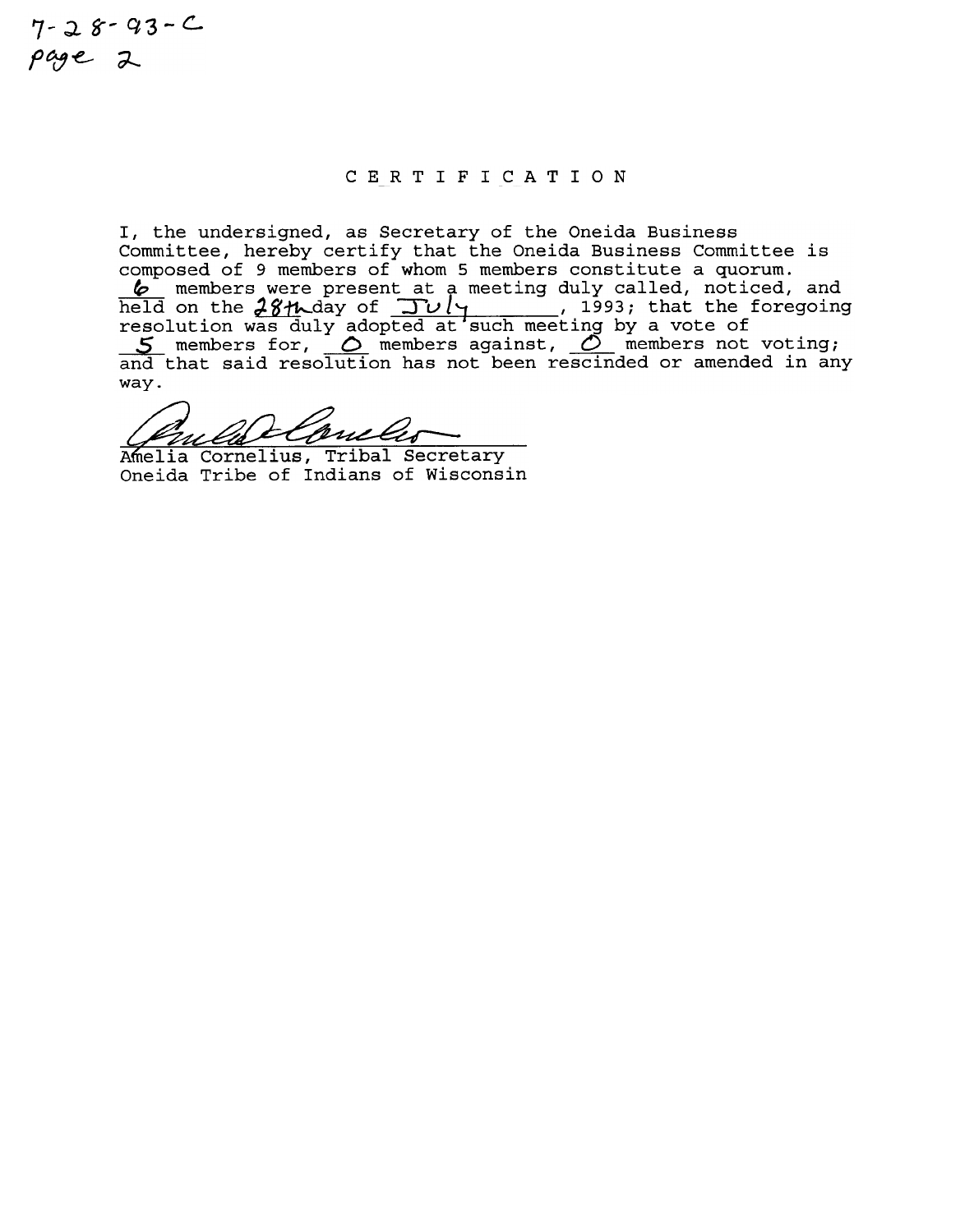7-28-93-C
page 2

# CERTIFICATION

I, the undersigned, as Secretary of the Oneida Business Committee, hereby certify that the Oneida Business Committee is composed of 9 members of whom 5 members constitute a quorum. 6 members were present at a meeting duly called, noticed, and held on the 28th day of July, 1993; that the foregoing resolution was duly adopted at such meeting by a vote of 5 members for, 0 members against, 0 members not voting; and that said resolution has not been rescinded or amended in any way.

Amelia Cornelius, Tribal Secretary
Oneida Tribe of Indians of Wisconsin